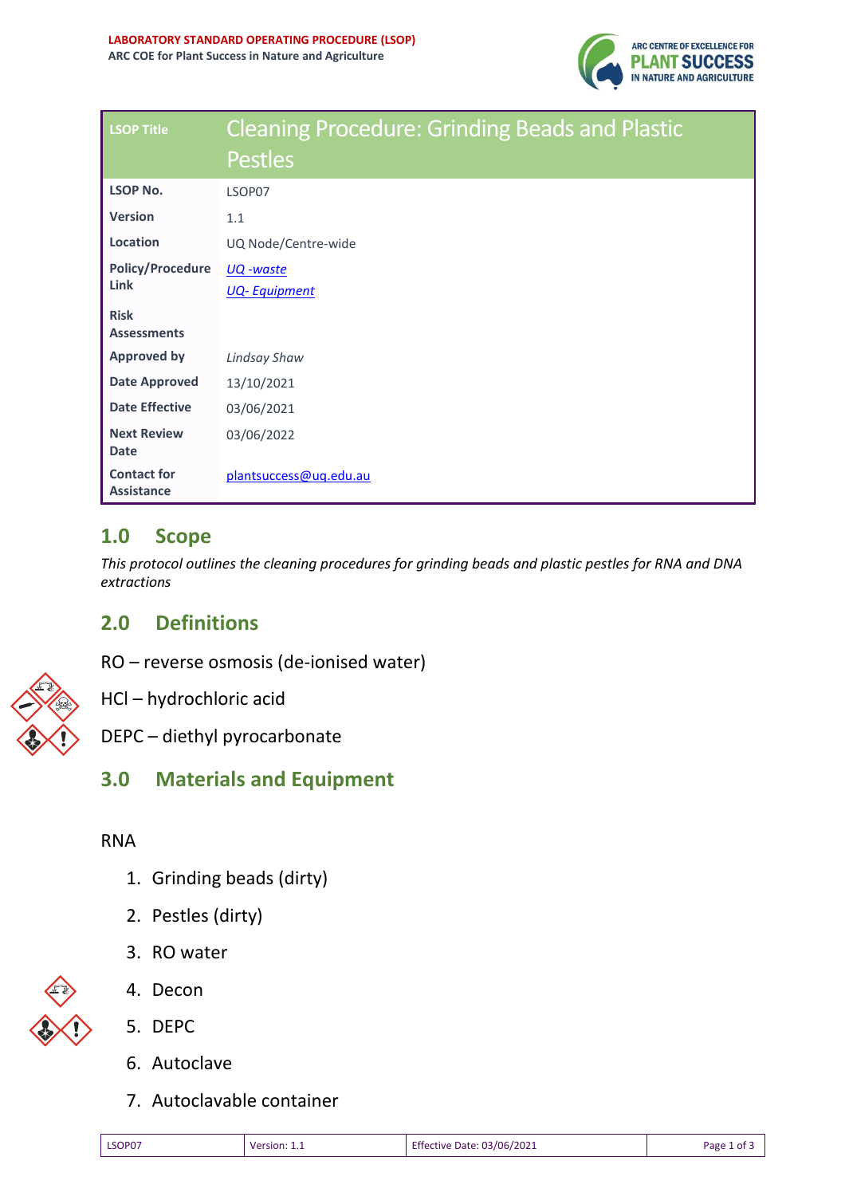**LABORATORY STANDARD OPERATING PROCEDURE (LSOP)**
**ARC COE for Plant Success in Nature and Agriculture**

| LSOP Title | Cleaning Procedure: Grinding Beads and Plastic Pestles |
| --- | --- |
| **LSOP No.** | LSOP07 |
| **Version** | 1.1 |
| **Location** | UQ Node/Centre-wide |
| **Policy/Procedure Link** | *UQ -waste*<br>*UQ- Equipment* |
| **Risk Assessments** | |
| **Approved by** | *Lindsay Shaw* |
| **Date Approved** | 13/10/2021 |
| **Date Effective** | 03/06/2021 |
| **Next Review Date** | 03/06/2022 |
| **Contact for Assistance** | plantsuccess@uq.edu.au |

## 1.0 Scope

*This protocol outlines the cleaning procedures for grinding beads and plastic pestles for RNA and DNA extractions*

## 2.0 Definitions

RO – reverse osmosis (de-ionised water)

HCl – hydrochloric acid

DEPC – diethyl pyrocarbonate

## 3.0 Materials and Equipment

RNA

1. Grinding beads (dirty)
2. Pestles (dirty)
3. RO water
4. Decon
5. DEPC
6. Autoclave
7. Autoclavable container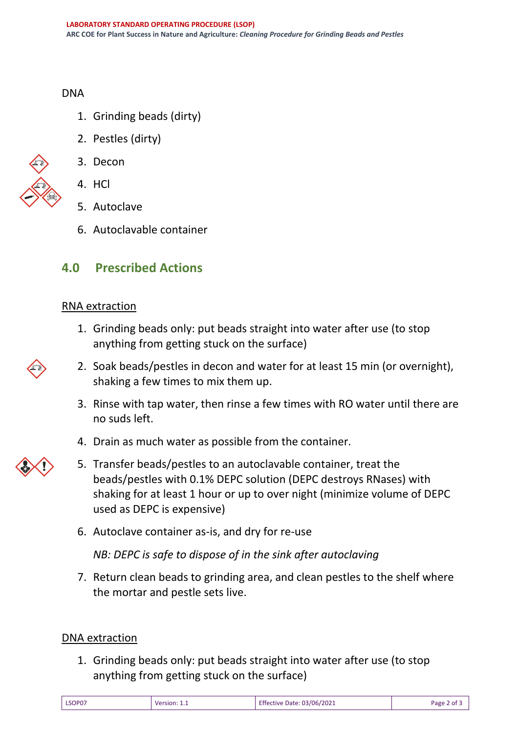DNA

1. Grinding beads (dirty)
2. Pestles (dirty)
3. Decon
4. HCl
5. Autoclave
6. Autoclavable container

## 4.0 Prescribed Actions

<u>RNA extraction</u>

1. Grinding beads only: put beads straight into water after use (to stop anything from getting stuck on the surface)
2. Soak beads/pestles in decon and water for at least 15 min (or overnight), shaking a few times to mix them up.
3. Rinse with tap water, then rinse a few times with RO water until there are no suds left.
4. Drain as much water as possible from the container.
5. Transfer beads/pestles to an autoclavable container, treat the beads/pestles with 0.1% DEPC solution (DEPC destroys RNases) with shaking for at least 1 hour or up to over night (minimize volume of DEPC used as DEPC is expensive)
6. Autoclave container as-is, and dry for re-use

   *NB: DEPC is safe to dispose of in the sink after autoclaving*

7. Return clean beads to grinding area, and clean pestles to the shelf where the mortar and pestle sets live.

<u>DNA extraction</u>

1. Grinding beads only: put beads straight into water after use (to stop anything from getting stuck on the surface)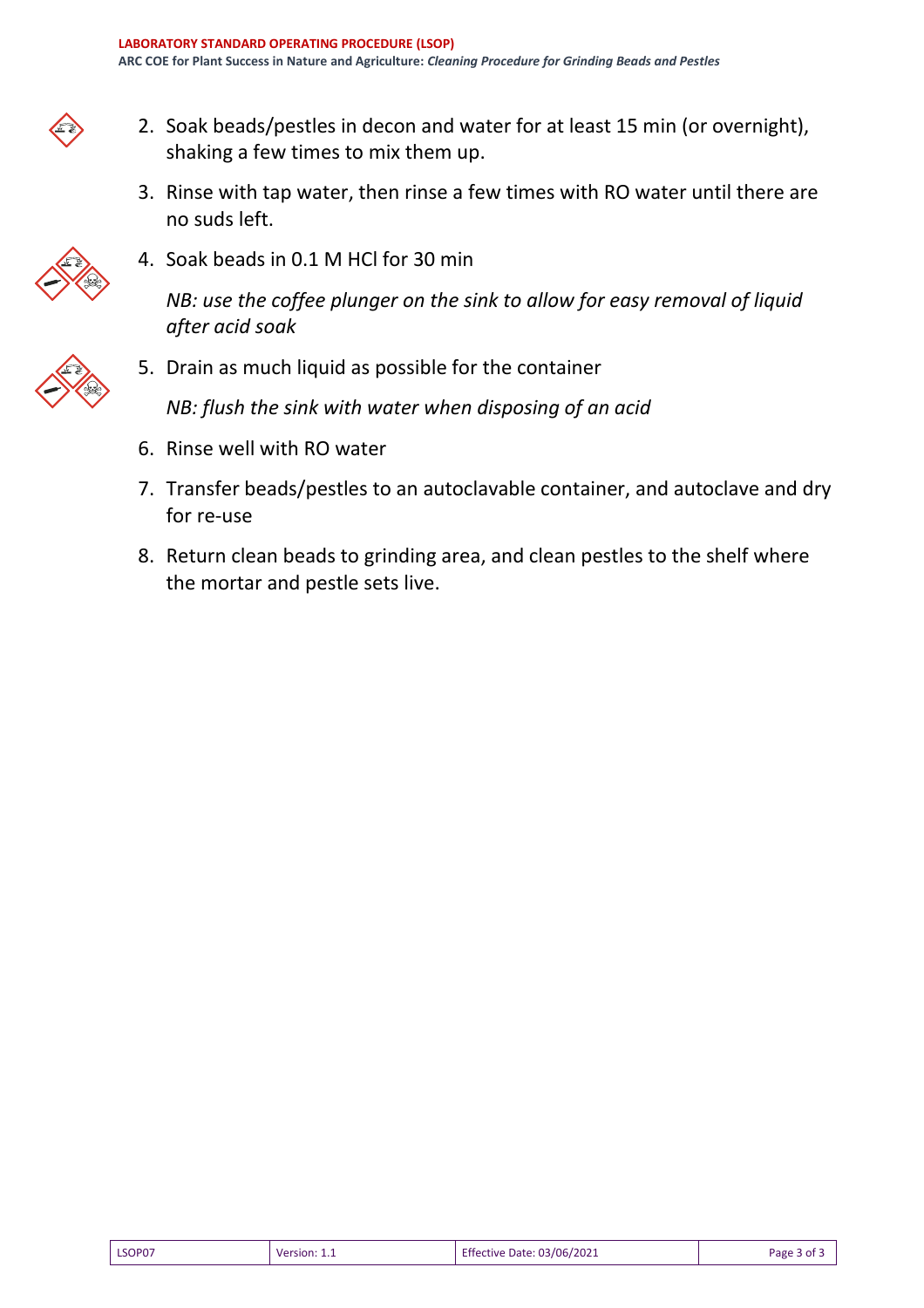2. Soak beads/pestles in decon and water for at least 15 min (or overnight), shaking a few times to mix them up.
3. Rinse with tap water, then rinse a few times with RO water until there are no suds left.
4. Soak beads in 0.1 M HCl for 30 min

   *NB: use the coffee plunger on the sink to allow for easy removal of liquid after acid soak*

5. Drain as much liquid as possible for the container

   *NB: flush the sink with water when disposing of an acid*

6. Rinse well with RO water
7. Transfer beads/pestles to an autoclavable container, and autoclave and dry for re-use
8. Return clean beads to grinding area, and clean pestles to the shelf where the mortar and pestle sets live.